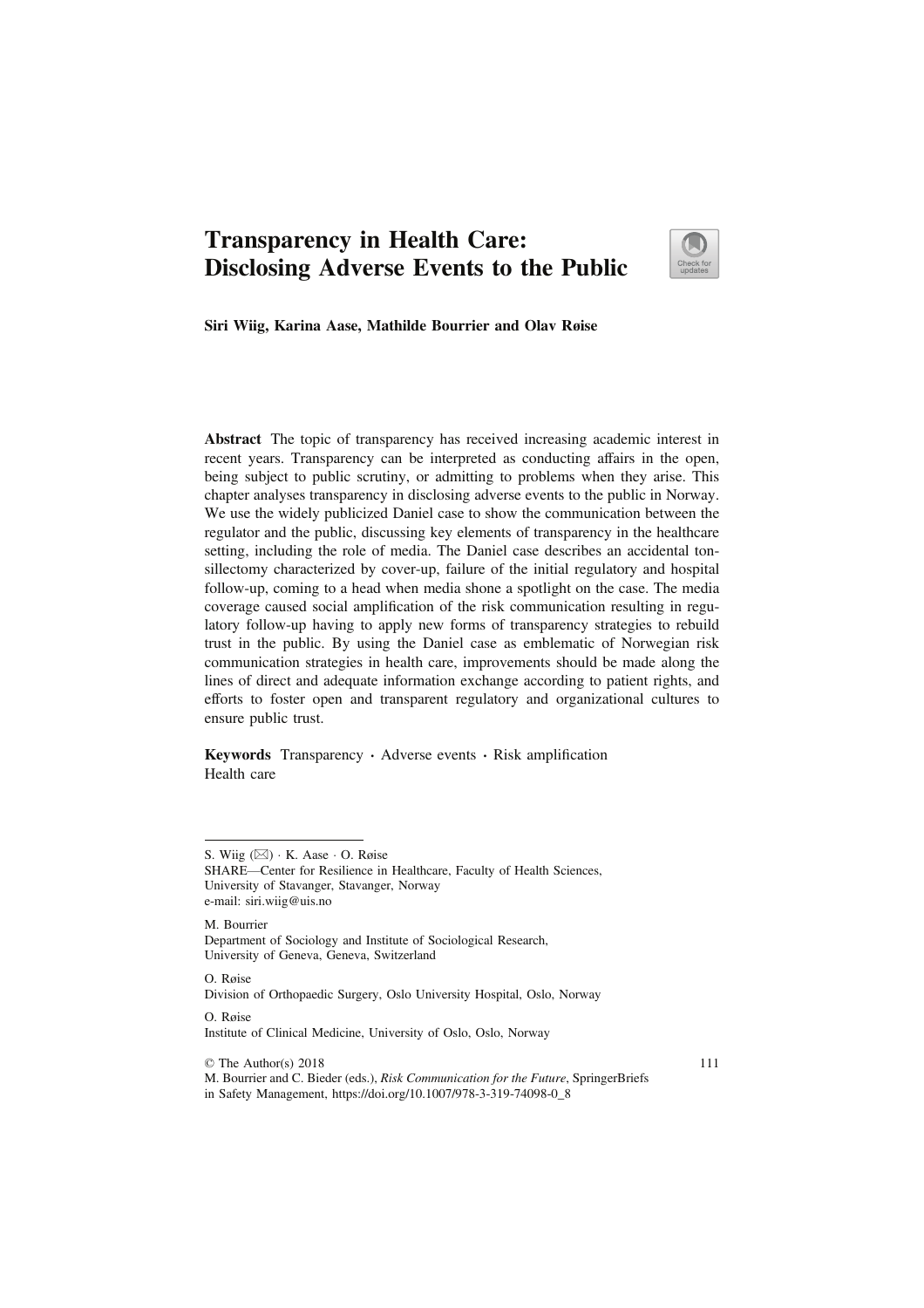# Transparency in Health Care: Disclosing Adverse Events to the Public

**Siri Wiig, Karina Aase, Mathilde Bourrier and Olav Røise**

**Abstract** The topic of transparency has received increasing academic interest in recent years. Transparency can be interpreted as conducting affairs in the open, being subject to public scrutiny, or admitting to problems when they arise. This chapter analyses transparency in disclosing adverse events to the public in Norway. We use the widely publicized Daniel case to show the communication between the regulator and the public, discussing key elements of transparency in the healthcare setting, including the role of media. The Daniel case describes an accidental tonsillectomy characterized by cover-up, failure of the initial regulatory and hospital follow-up, coming to a head when media shone a spotlight on the case. The media coverage caused social amplification of the risk communication resulting in regulatory follow-up having to apply new forms of transparency strategies to rebuild trust in the public. By using the Daniel case as emblematic of Norwegian risk communication strategies in health care, improvements should be made along the lines of direct and adequate information exchange according to patient rights, and efforts to foster open and transparent regulatory and organizational cultures to ensure public trust.

**Keywords** Transparency · Adverse events · Risk amplification Health care

---

S. Wiig (✉) · K. Aase · O. Røise
SHARE—Center for Resilience in Healthcare, Faculty of Health Sciences, University of Stavanger, Stavanger, Norway
e-mail: siri.wiig@uis.no

M. Bourrier
Department of Sociology and Institute of Sociological Research, University of Geneva, Geneva, Switzerland

O. Røise
Division of Orthopaedic Surgery, Oslo University Hospital, Oslo, Norway

O. Røise
Institute of Clinical Medicine, University of Oslo, Oslo, Norway

© The Author(s) 2018
M. Bourrier and C. Bieder (eds.), *Risk Communication for the Future*, SpringerBriefs in Safety Management, https://doi.org/10.1007/978-3-319-74098-0_8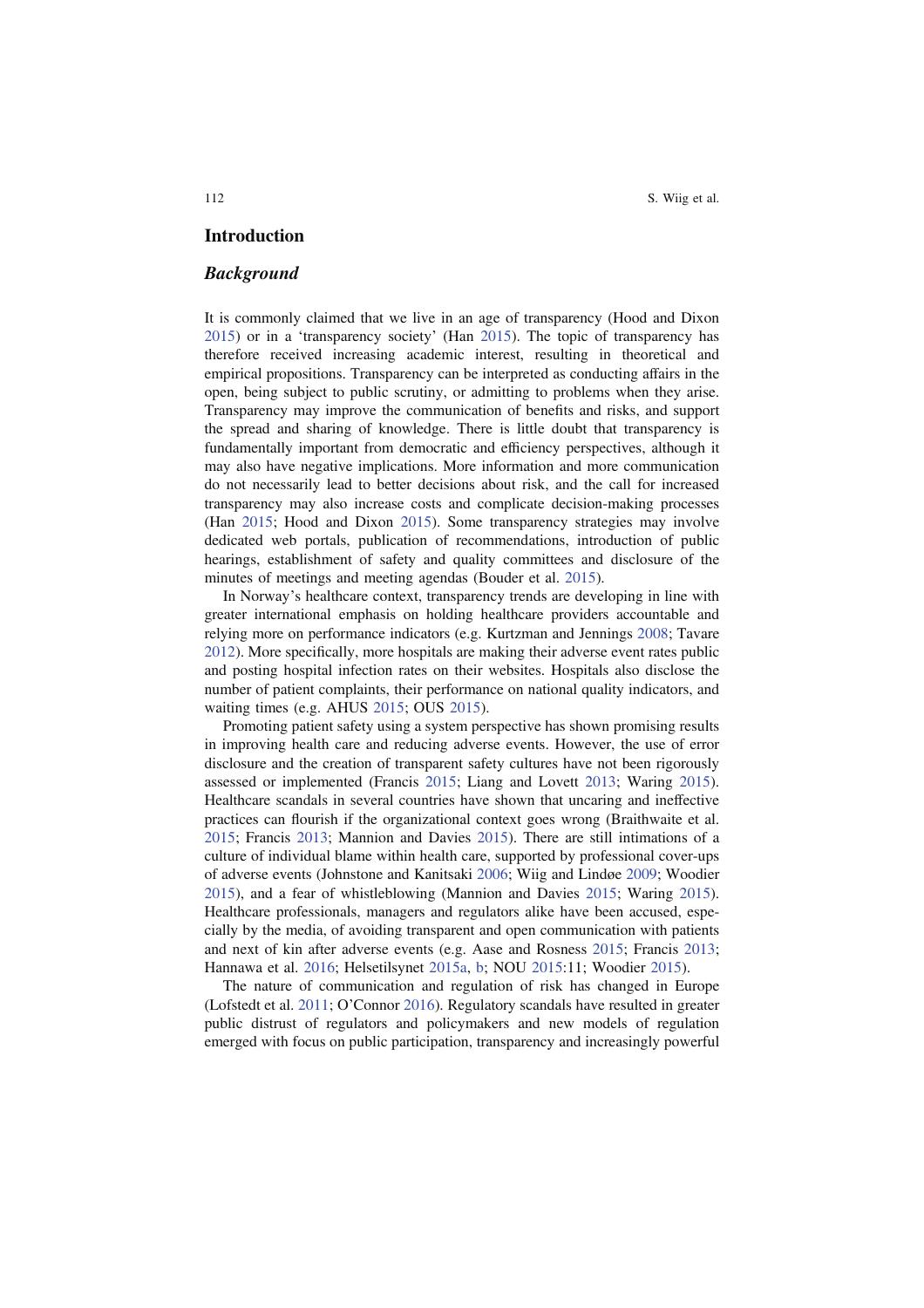## Introduction

### *Background*

It is commonly claimed that we live in an age of transparency (Hood and Dixon 2015) or in a 'transparency society' (Han 2015). The topic of transparency has therefore received increasing academic interest, resulting in theoretical and empirical propositions. Transparency can be interpreted as conducting affairs in the open, being subject to public scrutiny, or admitting to problems when they arise. Transparency may improve the communication of benefits and risks, and support the spread and sharing of knowledge. There is little doubt that transparency is fundamentally important from democratic and efficiency perspectives, although it may also have negative implications. More information and more communication do not necessarily lead to better decisions about risk, and the call for increased transparency may also increase costs and complicate decision-making processes (Han 2015; Hood and Dixon 2015). Some transparency strategies may involve dedicated web portals, publication of recommendations, introduction of public hearings, establishment of safety and quality committees and disclosure of the minutes of meetings and meeting agendas (Bouder et al. 2015).

In Norway's healthcare context, transparency trends are developing in line with greater international emphasis on holding healthcare providers accountable and relying more on performance indicators (e.g. Kurtzman and Jennings 2008; Tavare 2012). More specifically, more hospitals are making their adverse event rates public and posting hospital infection rates on their websites. Hospitals also disclose the number of patient complaints, their performance on national quality indicators, and waiting times (e.g. AHUS 2015; OUS 2015).

Promoting patient safety using a system perspective has shown promising results in improving health care and reducing adverse events. However, the use of error disclosure and the creation of transparent safety cultures have not been rigorously assessed or implemented (Francis 2015; Liang and Lovett 2013; Waring 2015). Healthcare scandals in several countries have shown that uncaring and ineffective practices can flourish if the organizational context goes wrong (Braithwaite et al. 2015; Francis 2013; Mannion and Davies 2015). There are still intimations of a culture of individual blame within health care, supported by professional cover-ups of adverse events (Johnstone and Kanitsaki 2006; Wiig and Lindøe 2009; Woodier 2015), and a fear of whistleblowing (Mannion and Davies 2015; Waring 2015). Healthcare professionals, managers and regulators alike have been accused, especially by the media, of avoiding transparent and open communication with patients and next of kin after adverse events (e.g. Aase and Rosness 2015; Francis 2013; Hannawa et al. 2016; Helsetilsynet 2015a, b; NOU 2015:11; Woodier 2015).

The nature of communication and regulation of risk has changed in Europe (Lofstedt et al. 2011; O'Connor 2016). Regulatory scandals have resulted in greater public distrust of regulators and policymakers and new models of regulation emerged with focus on public participation, transparency and increasingly powerful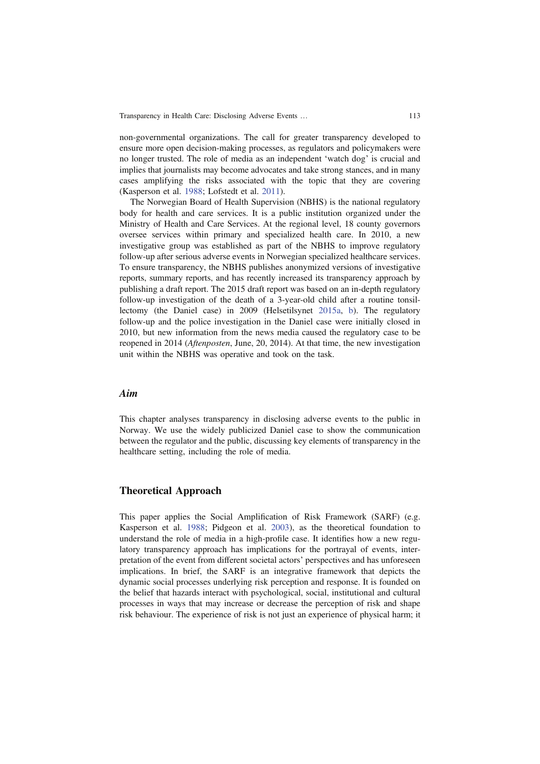non-governmental organizations. The call for greater transparency developed to ensure more open decision-making processes, as regulators and policymakers were no longer trusted. The role of media as an independent 'watch dog' is crucial and implies that journalists may become advocates and take strong stances, and in many cases amplifying the risks associated with the topic that they are covering (Kasperson et al. 1988; Lofstedt et al. 2011).

The Norwegian Board of Health Supervision (NBHS) is the national regulatory body for health and care services. It is a public institution organized under the Ministry of Health and Care Services. At the regional level, 18 county governors oversee services within primary and specialized health care. In 2010, a new investigative group was established as part of the NBHS to improve regulatory follow-up after serious adverse events in Norwegian specialized healthcare services. To ensure transparency, the NBHS publishes anonymized versions of investigative reports, summary reports, and has recently increased its transparency approach by publishing a draft report. The 2015 draft report was based on an in-depth regulatory follow-up investigation of the death of a 3-year-old child after a routine tonsillectomy (the Daniel case) in 2009 (Helsetilsynet 2015a, b). The regulatory follow-up and the police investigation in the Daniel case were initially closed in 2010, but new information from the news media caused the regulatory case to be reopened in 2014 (*Aftenposten*, June, 20, 2014). At that time, the new investigation unit within the NBHS was operative and took on the task.

### *Aim*

This chapter analyses transparency in disclosing adverse events to the public in Norway. We use the widely publicized Daniel case to show the communication between the regulator and the public, discussing key elements of transparency in the healthcare setting, including the role of media.

## Theoretical Approach

This paper applies the Social Amplification of Risk Framework (SARF) (e.g. Kasperson et al. 1988; Pidgeon et al. 2003), as the theoretical foundation to understand the role of media in a high-profile case. It identifies how a new regulatory transparency approach has implications for the portrayal of events, interpretation of the event from different societal actors' perspectives and has unforeseen implications. In brief, the SARF is an integrative framework that depicts the dynamic social processes underlying risk perception and response. It is founded on the belief that hazards interact with psychological, social, institutional and cultural processes in ways that may increase or decrease the perception of risk and shape risk behaviour. The experience of risk is not just an experience of physical harm; it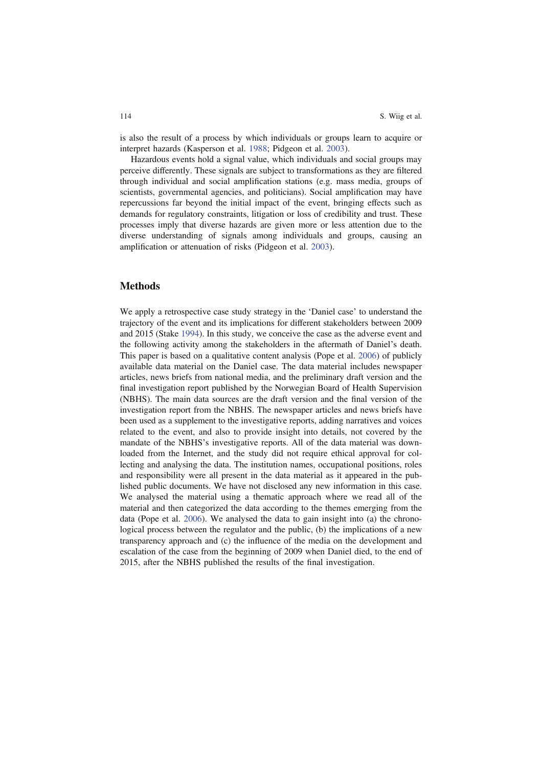is also the result of a process by which individuals or groups learn to acquire or interpret hazards (Kasperson et al. 1988; Pidgeon et al. 2003).

Hazardous events hold a signal value, which individuals and social groups may perceive differently. These signals are subject to transformations as they are filtered through individual and social amplification stations (e.g. mass media, groups of scientists, governmental agencies, and politicians). Social amplification may have repercussions far beyond the initial impact of the event, bringing effects such as demands for regulatory constraints, litigation or loss of credibility and trust. These processes imply that diverse hazards are given more or less attention due to the diverse understanding of signals among individuals and groups, causing an amplification or attenuation of risks (Pidgeon et al. 2003).

## Methods

We apply a retrospective case study strategy in the 'Daniel case' to understand the trajectory of the event and its implications for different stakeholders between 2009 and 2015 (Stake 1994). In this study, we conceive the case as the adverse event and the following activity among the stakeholders in the aftermath of Daniel's death. This paper is based on a qualitative content analysis (Pope et al. 2006) of publicly available data material on the Daniel case. The data material includes newspaper articles, news briefs from national media, and the preliminary draft version and the final investigation report published by the Norwegian Board of Health Supervision (NBHS). The main data sources are the draft version and the final version of the investigation report from the NBHS. The newspaper articles and news briefs have been used as a supplement to the investigative reports, adding narratives and voices related to the event, and also to provide insight into details, not covered by the mandate of the NBHS's investigative reports. All of the data material was downloaded from the Internet, and the study did not require ethical approval for collecting and analysing the data. The institution names, occupational positions, roles and responsibility were all present in the data material as it appeared in the published public documents. We have not disclosed any new information in this case. We analysed the material using a thematic approach where we read all of the material and then categorized the data according to the themes emerging from the data (Pope et al. 2006). We analysed the data to gain insight into (a) the chronological process between the regulator and the public, (b) the implications of a new transparency approach and (c) the influence of the media on the development and escalation of the case from the beginning of 2009 when Daniel died, to the end of 2015, after the NBHS published the results of the final investigation.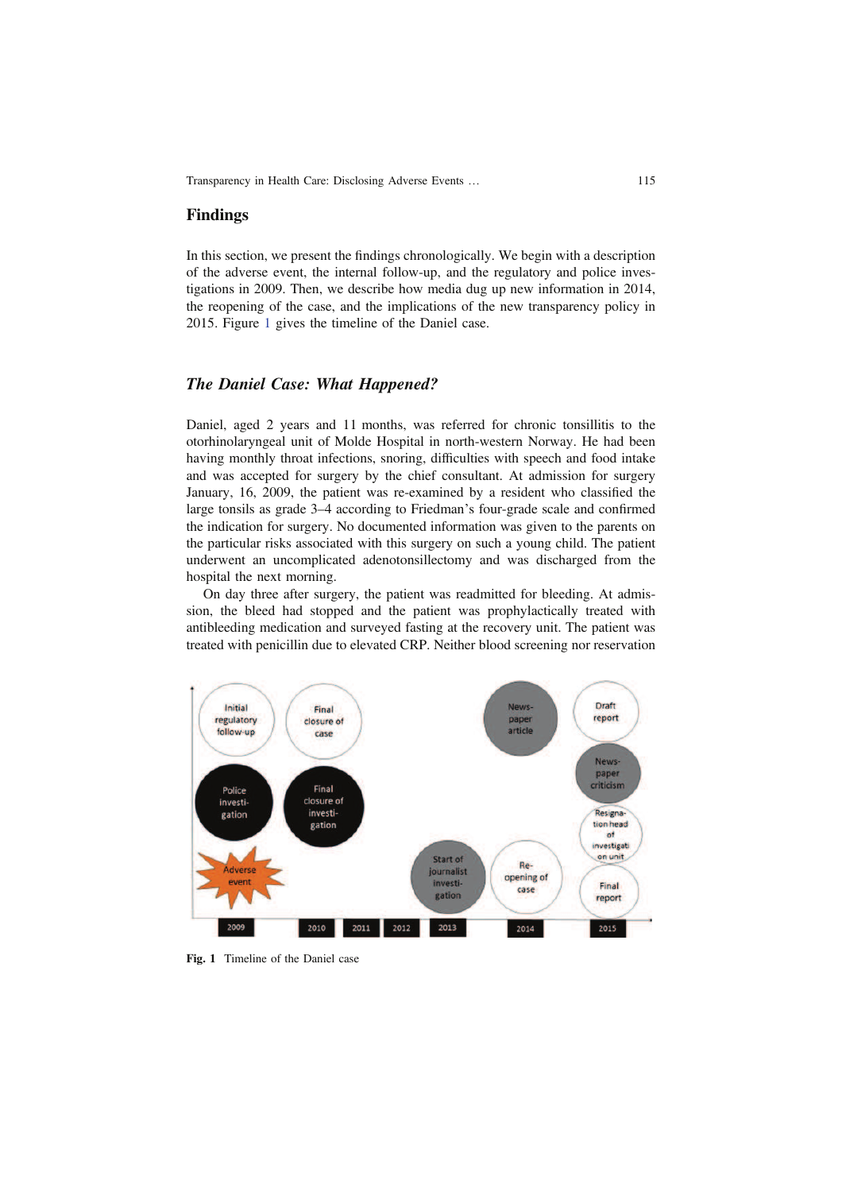## Findings

In this section, we present the findings chronologically. We begin with a description of the adverse event, the internal follow-up, and the regulatory and police investigations in 2009. Then, we describe how media dug up new information in 2014, the reopening of the case, and the implications of the new transparency policy in 2015. Figure 1 gives the timeline of the Daniel case.

### *The Daniel Case: What Happened?*

Daniel, aged 2 years and 11 months, was referred for chronic tonsillitis to the otorhinolaryngeal unit of Molde Hospital in north-western Norway. He had been having monthly throat infections, snoring, difficulties with speech and food intake and was accepted for surgery by the chief consultant. At admission for surgery January, 16, 2009, the patient was re-examined by a resident who classified the large tonsils as grade 3–4 according to Friedman's four-grade scale and confirmed the indication for surgery. No documented information was given to the parents on the particular risks associated with this surgery on such a young child. The patient underwent an uncomplicated adenotonsillectomy and was discharged from the hospital the next morning.

On day three after surgery, the patient was readmitted for bleeding. At admission, the bleed had stopped and the patient was prophylactically treated with antibleeding medication and surveyed fasting at the recovery unit. The patient was treated with penicillin due to elevated CRP. Neither blood screening nor reservation

Initial regulatory follow-up
Final closure of case
News-paper article
Draft report
News-paper criticism
Police investi-gation
Final closure of investi-gation
Resigna-tion head of investigation unit
Adverse event
Start of journalist investi-gation
Re-opening of case
Final report
2009
2010
2011
2012
2013
2014
2015

**Fig. 1** Timeline of the Daniel case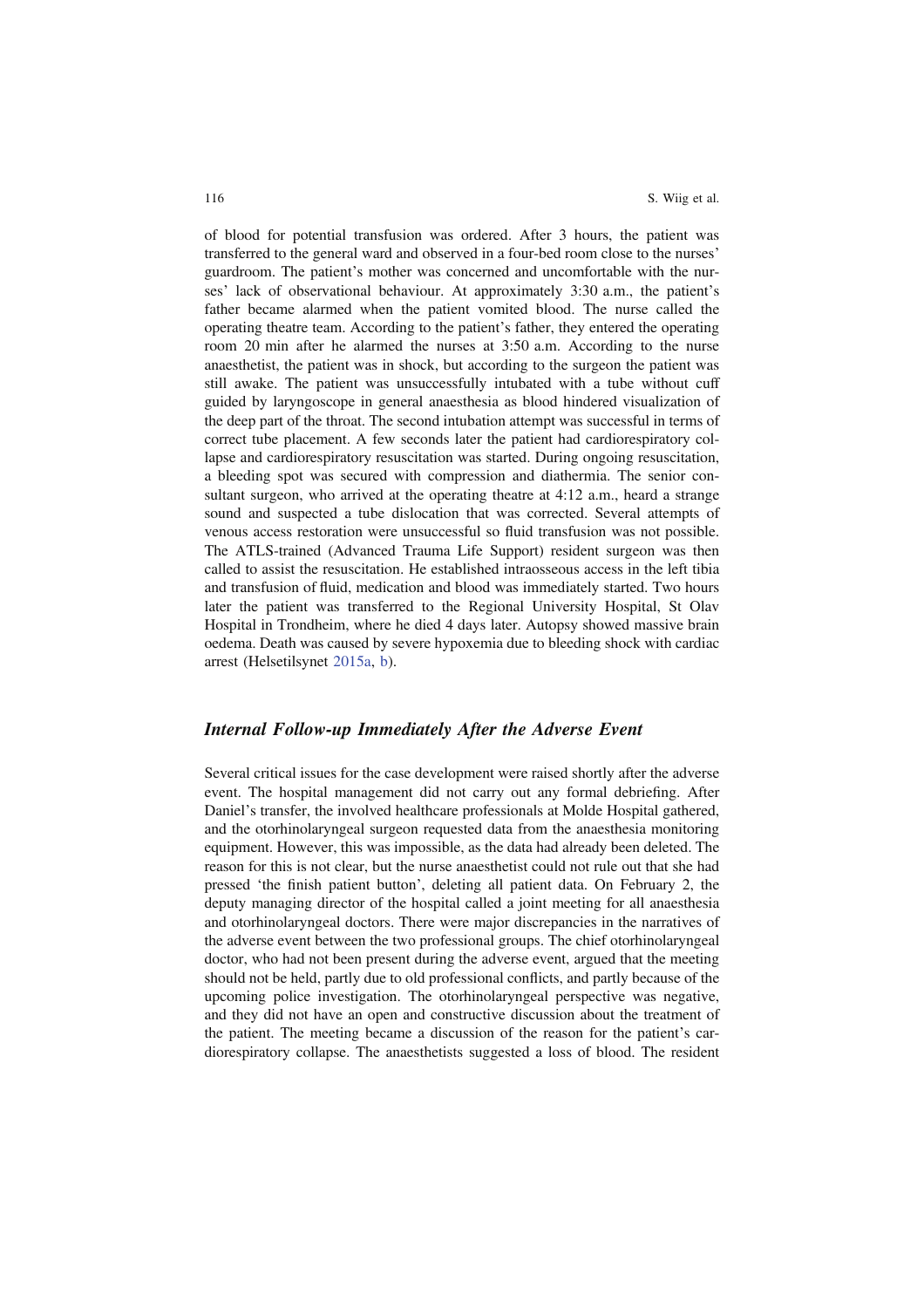of blood for potential transfusion was ordered. After 3 hours, the patient was transferred to the general ward and observed in a four-bed room close to the nurses' guardroom. The patient's mother was concerned and uncomfortable with the nurses' lack of observational behaviour. At approximately 3:30 a.m., the patient's father became alarmed when the patient vomited blood. The nurse called the operating theatre team. According to the patient's father, they entered the operating room 20 min after he alarmed the nurses at 3:50 a.m. According to the nurse anaesthetist, the patient was in shock, but according to the surgeon the patient was still awake. The patient was unsuccessfully intubated with a tube without cuff guided by laryngoscope in general anaesthesia as blood hindered visualization of the deep part of the throat. The second intubation attempt was successful in terms of correct tube placement. A few seconds later the patient had cardiorespiratory collapse and cardiorespiratory resuscitation was started. During ongoing resuscitation, a bleeding spot was secured with compression and diathermia. The senior consultant surgeon, who arrived at the operating theatre at 4:12 a.m., heard a strange sound and suspected a tube dislocation that was corrected. Several attempts of venous access restoration were unsuccessful so fluid transfusion was not possible. The ATLS-trained (Advanced Trauma Life Support) resident surgeon was then called to assist the resuscitation. He established intraosseous access in the left tibia and transfusion of fluid, medication and blood was immediately started. Two hours later the patient was transferred to the Regional University Hospital, St Olav Hospital in Trondheim, where he died 4 days later. Autopsy showed massive brain oedema. Death was caused by severe hypoxemia due to bleeding shock with cardiac arrest (Helsetilsynet 2015a, b).

### *Internal Follow-up Immediately After the Adverse Event*

Several critical issues for the case development were raised shortly after the adverse event. The hospital management did not carry out any formal debriefing. After Daniel's transfer, the involved healthcare professionals at Molde Hospital gathered, and the otorhinolaryngeal surgeon requested data from the anaesthesia monitoring equipment. However, this was impossible, as the data had already been deleted. The reason for this is not clear, but the nurse anaesthetist could not rule out that she had pressed 'the finish patient button', deleting all patient data. On February 2, the deputy managing director of the hospital called a joint meeting for all anaesthesia and otorhinolaryngeal doctors. There were major discrepancies in the narratives of the adverse event between the two professional groups. The chief otorhinolaryngeal doctor, who had not been present during the adverse event, argued that the meeting should not be held, partly due to old professional conflicts, and partly because of the upcoming police investigation. The otorhinolaryngeal perspective was negative, and they did not have an open and constructive discussion about the treatment of the patient. The meeting became a discussion of the reason for the patient's cardiorespiratory collapse. The anaesthetists suggested a loss of blood. The resident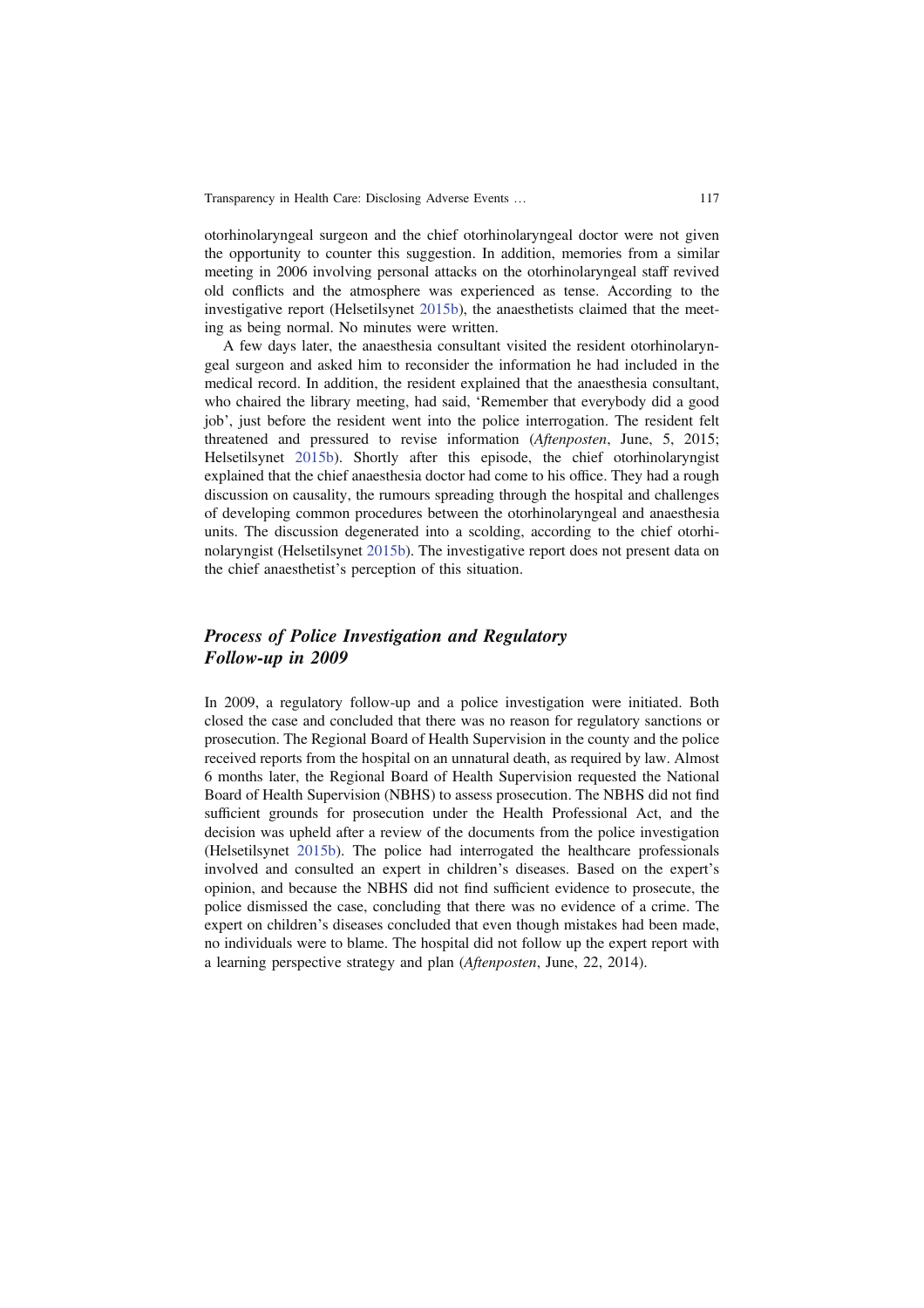otorhinolaryngeal surgeon and the chief otorhinolaryngeal doctor were not given the opportunity to counter this suggestion. In addition, memories from a similar meeting in 2006 involving personal attacks on the otorhinolaryngeal staff revived old conflicts and the atmosphere was experienced as tense. According to the investigative report (Helsetilsynet 2015b), the anaesthetists claimed that the meeting as being normal. No minutes were written.

A few days later, the anaesthesia consultant visited the resident otorhinolaryngeal surgeon and asked him to reconsider the information he had included in the medical record. In addition, the resident explained that the anaesthesia consultant, who chaired the library meeting, had said, 'Remember that everybody did a good job', just before the resident went into the police interrogation. The resident felt threatened and pressured to revise information (*Aftenposten*, June, 5, 2015; Helsetilsynet 2015b). Shortly after this episode, the chief otorhinolaryngist explained that the chief anaesthesia doctor had come to his office. They had a rough discussion on causality, the rumours spreading through the hospital and challenges of developing common procedures between the otorhinolaryngeal and anaesthesia units. The discussion degenerated into a scolding, according to the chief otorhinolaryngist (Helsetilsynet 2015b). The investigative report does not present data on the chief anaesthetist's perception of this situation.

## *Process of Police Investigation and Regulatory Follow-up in 2009*

In 2009, a regulatory follow-up and a police investigation were initiated. Both closed the case and concluded that there was no reason for regulatory sanctions or prosecution. The Regional Board of Health Supervision in the county and the police received reports from the hospital on an unnatural death, as required by law. Almost 6 months later, the Regional Board of Health Supervision requested the National Board of Health Supervision (NBHS) to assess prosecution. The NBHS did not find sufficient grounds for prosecution under the Health Professional Act, and the decision was upheld after a review of the documents from the police investigation (Helsetilsynet 2015b). The police had interrogated the healthcare professionals involved and consulted an expert in children's diseases. Based on the expert's opinion, and because the NBHS did not find sufficient evidence to prosecute, the police dismissed the case, concluding that there was no evidence of a crime. The expert on children's diseases concluded that even though mistakes had been made, no individuals were to blame. The hospital did not follow up the expert report with a learning perspective strategy and plan (*Aftenposten*, June, 22, 2014).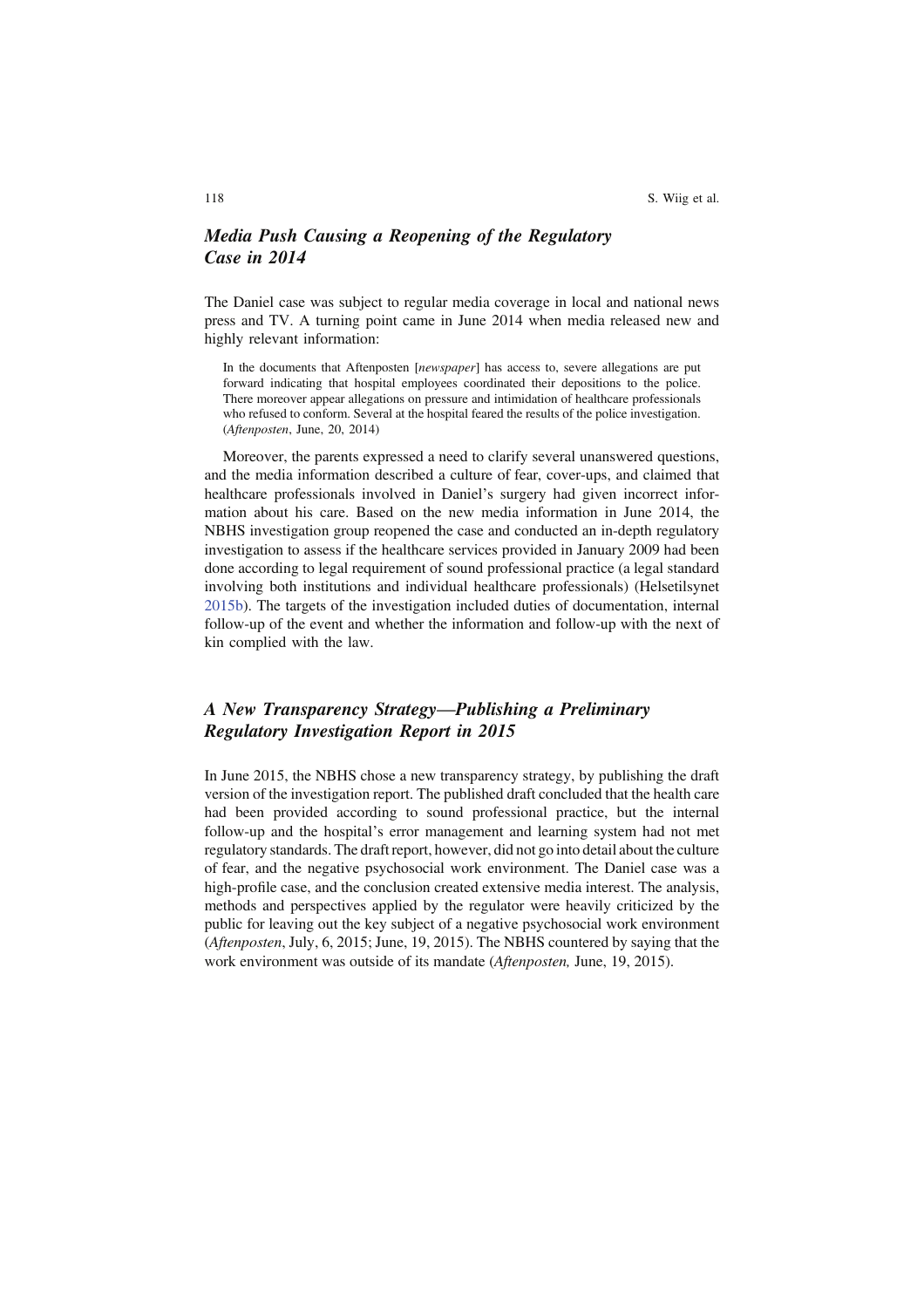### *Media Push Causing a Reopening of the Regulatory Case in 2014*

The Daniel case was subject to regular media coverage in local and national news press and TV. A turning point came in June 2014 when media released new and highly relevant information:

> In the documents that Aftenposten [*newspaper*] has access to, severe allegations are put forward indicating that hospital employees coordinated their depositions to the police. There moreover appear allegations on pressure and intimidation of healthcare professionals who refused to conform. Several at the hospital feared the results of the police investigation. (*Aftenposten*, June, 20, 2014)

Moreover, the parents expressed a need to clarify several unanswered questions, and the media information described a culture of fear, cover-ups, and claimed that healthcare professionals involved in Daniel's surgery had given incorrect information about his care. Based on the new media information in June 2014, the NBHS investigation group reopened the case and conducted an in-depth regulatory investigation to assess if the healthcare services provided in January 2009 had been done according to legal requirement of sound professional practice (a legal standard involving both institutions and individual healthcare professionals) (Helsetilsynet 2015b). The targets of the investigation included duties of documentation, internal follow-up of the event and whether the information and follow-up with the next of kin complied with the law.

### *A New Transparency Strategy—Publishing a Preliminary Regulatory Investigation Report in 2015*

In June 2015, the NBHS chose a new transparency strategy, by publishing the draft version of the investigation report. The published draft concluded that the health care had been provided according to sound professional practice, but the internal follow-up and the hospital's error management and learning system had not met regulatory standards. The draft report, however, did not go into detail about the culture of fear, and the negative psychosocial work environment. The Daniel case was a high-profile case, and the conclusion created extensive media interest. The analysis, methods and perspectives applied by the regulator were heavily criticized by the public for leaving out the key subject of a negative psychosocial work environment (*Aftenposten*, July, 6, 2015; June, 19, 2015). The NBHS countered by saying that the work environment was outside of its mandate (*Aftenposten,* June, 19, 2015).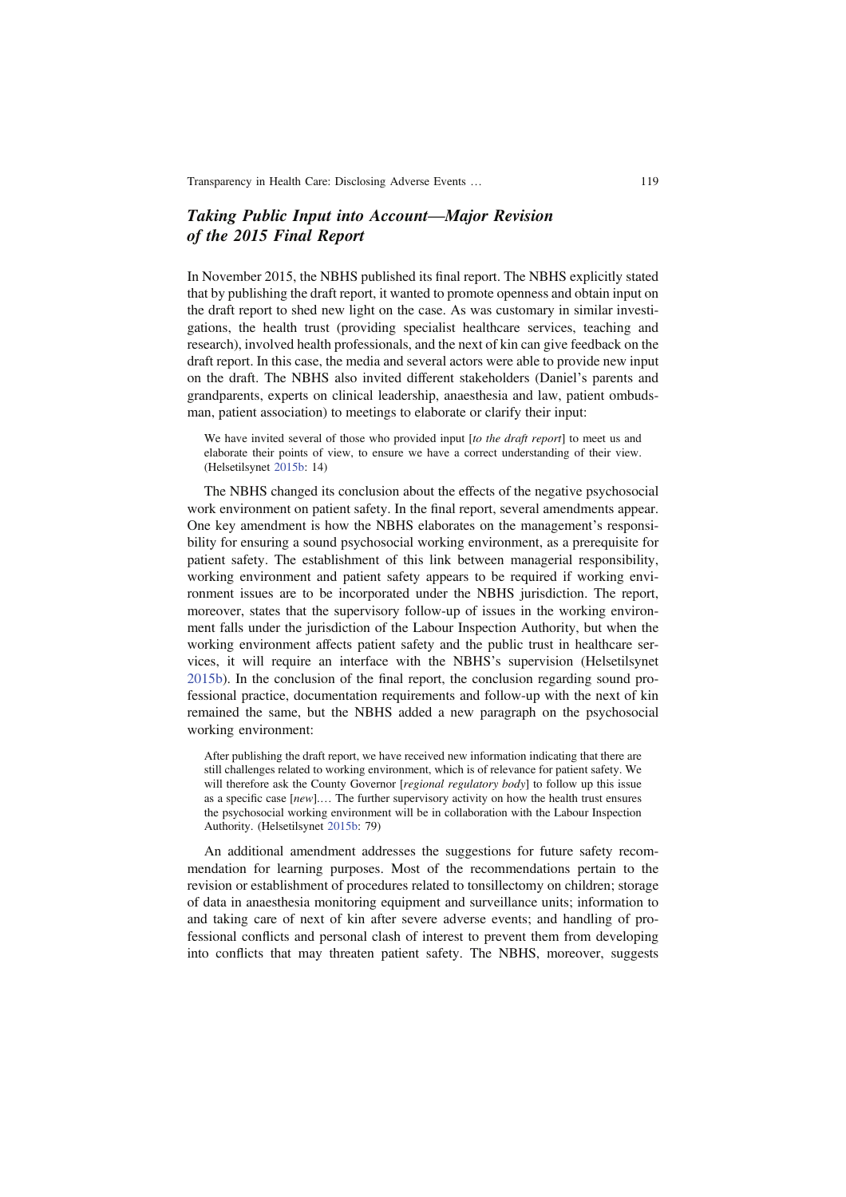## *Taking Public Input into Account—Major Revision of the 2015 Final Report*

In November 2015, the NBHS published its final report. The NBHS explicitly stated that by publishing the draft report, it wanted to promote openness and obtain input on the draft report to shed new light on the case. As was customary in similar investigations, the health trust (providing specialist healthcare services, teaching and research), involved health professionals, and the next of kin can give feedback on the draft report. In this case, the media and several actors were able to provide new input on the draft. The NBHS also invited different stakeholders (Daniel's parents and grandparents, experts on clinical leadership, anaesthesia and law, patient ombudsman, patient association) to meetings to elaborate or clarify their input:

> We have invited several of those who provided input [*to the draft report*] to meet us and elaborate their points of view, to ensure we have a correct understanding of their view. (Helsetilsynet 2015b: 14)

The NBHS changed its conclusion about the effects of the negative psychosocial work environment on patient safety. In the final report, several amendments appear. One key amendment is how the NBHS elaborates on the management's responsibility for ensuring a sound psychosocial working environment, as a prerequisite for patient safety. The establishment of this link between managerial responsibility, working environment and patient safety appears to be required if working environment issues are to be incorporated under the NBHS jurisdiction. The report, moreover, states that the supervisory follow-up of issues in the working environment falls under the jurisdiction of the Labour Inspection Authority, but when the working environment affects patient safety and the public trust in healthcare services, it will require an interface with the NBHS's supervision (Helsetilsynet 2015b). In the conclusion of the final report, the conclusion regarding sound professional practice, documentation requirements and follow-up with the next of kin remained the same, but the NBHS added a new paragraph on the psychosocial working environment:

> After publishing the draft report, we have received new information indicating that there are still challenges related to working environment, which is of relevance for patient safety. We will therefore ask the County Governor [*regional regulatory body*] to follow up this issue as a specific case [*new*].… The further supervisory activity on how the health trust ensures the psychosocial working environment will be in collaboration with the Labour Inspection Authority. (Helsetilsynet 2015b: 79)

An additional amendment addresses the suggestions for future safety recommendation for learning purposes. Most of the recommendations pertain to the revision or establishment of procedures related to tonsillectomy on children; storage of data in anaesthesia monitoring equipment and surveillance units; information to and taking care of next of kin after severe adverse events; and handling of professional conflicts and personal clash of interest to prevent them from developing into conflicts that may threaten patient safety. The NBHS, moreover, suggests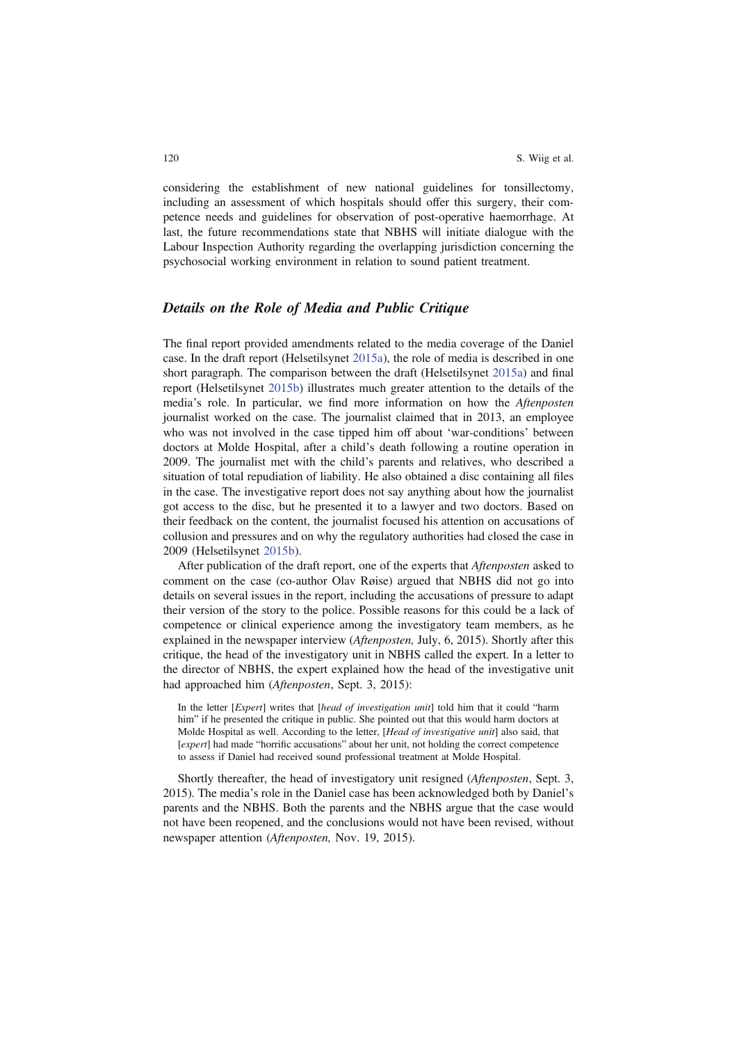considering the establishment of new national guidelines for tonsillectomy, including an assessment of which hospitals should offer this surgery, their competence needs and guidelines for observation of post-operative haemorrhage. At last, the future recommendations state that NBHS will initiate dialogue with the Labour Inspection Authority regarding the overlapping jurisdiction concerning the psychosocial working environment in relation to sound patient treatment.

### *Details on the Role of Media and Public Critique*

The final report provided amendments related to the media coverage of the Daniel case. In the draft report (Helsetilsynet 2015a), the role of media is described in one short paragraph. The comparison between the draft (Helsetilsynet 2015a) and final report (Helsetilsynet 2015b) illustrates much greater attention to the details of the media's role. In particular, we find more information on how the *Aftenposten* journalist worked on the case. The journalist claimed that in 2013, an employee who was not involved in the case tipped him off about 'war-conditions' between doctors at Molde Hospital, after a child's death following a routine operation in 2009. The journalist met with the child's parents and relatives, who described a situation of total repudiation of liability. He also obtained a disc containing all files in the case. The investigative report does not say anything about how the journalist got access to the disc, but he presented it to a lawyer and two doctors. Based on their feedback on the content, the journalist focused his attention on accusations of collusion and pressures and on why the regulatory authorities had closed the case in 2009 (Helsetilsynet 2015b).

After publication of the draft report, one of the experts that *Aftenposten* asked to comment on the case (co-author Olav Røise) argued that NBHS did not go into details on several issues in the report, including the accusations of pressure to adapt their version of the story to the police. Possible reasons for this could be a lack of competence or clinical experience among the investigatory team members, as he explained in the newspaper interview (*Aftenposten,* July, 6, 2015). Shortly after this critique, the head of the investigatory unit in NBHS called the expert. In a letter to the director of NBHS, the expert explained how the head of the investigative unit had approached him (*Aftenposten*, Sept. 3, 2015):

> In the letter [*Expert*] writes that [*head of investigation unit*] told him that it could "harm him" if he presented the critique in public. She pointed out that this would harm doctors at Molde Hospital as well. According to the letter, [*Head of investigative unit*] also said, that [*expert*] had made "horrific accusations" about her unit, not holding the correct competence to assess if Daniel had received sound professional treatment at Molde Hospital.

Shortly thereafter, the head of investigatory unit resigned (*Aftenposten*, Sept. 3, 2015). The media's role in the Daniel case has been acknowledged both by Daniel's parents and the NBHS. Both the parents and the NBHS argue that the case would not have been reopened, and the conclusions would not have been revised, without newspaper attention (*Aftenposten,* Nov. 19, 2015).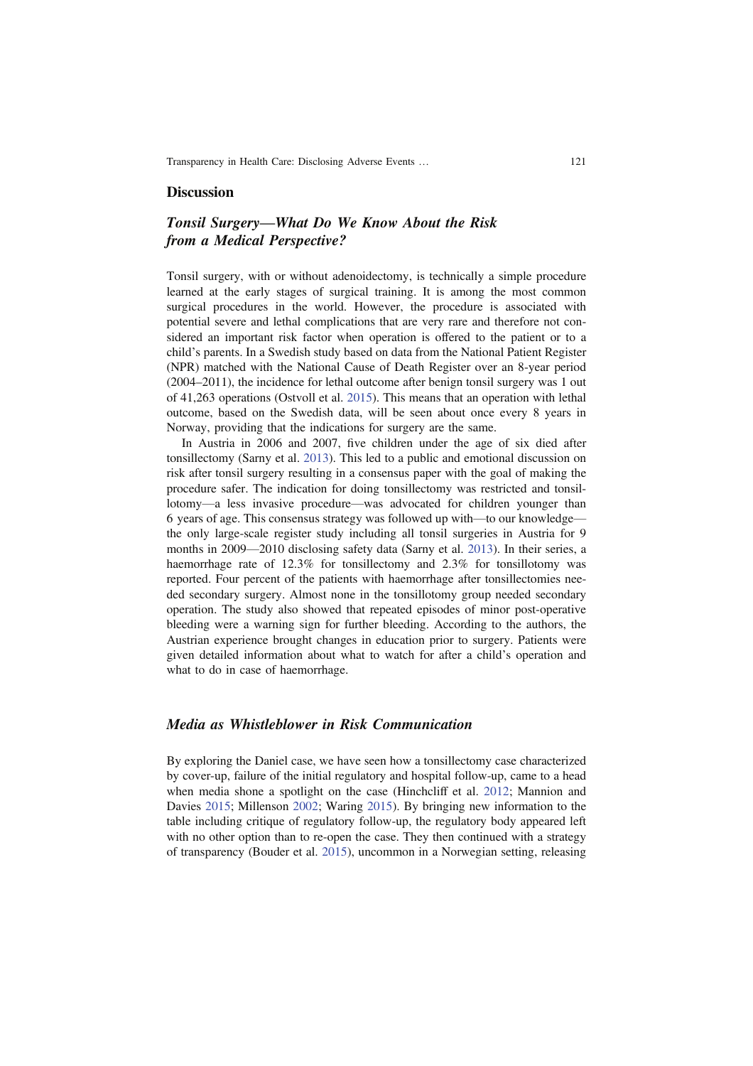## Discussion

### *Tonsil Surgery—What Do We Know About the Risk from a Medical Perspective?*

Tonsil surgery, with or without adenoidectomy, is technically a simple procedure learned at the early stages of surgical training. It is among the most common surgical procedures in the world. However, the procedure is associated with potential severe and lethal complications that are very rare and therefore not considered an important risk factor when operation is offered to the patient or to a child's parents. In a Swedish study based on data from the National Patient Register (NPR) matched with the National Cause of Death Register over an 8-year period (2004–2011), the incidence for lethal outcome after benign tonsil surgery was 1 out of 41,263 operations (Ostvoll et al. 2015). This means that an operation with lethal outcome, based on the Swedish data, will be seen about once every 8 years in Norway, providing that the indications for surgery are the same.

In Austria in 2006 and 2007, five children under the age of six died after tonsillectomy (Sarny et al. 2013). This led to a public and emotional discussion on risk after tonsil surgery resulting in a consensus paper with the goal of making the procedure safer. The indication for doing tonsillectomy was restricted and tonsillotomy—a less invasive procedure—was advocated for children younger than 6 years of age. This consensus strategy was followed up with—to our knowledge—the only large-scale register study including all tonsil surgeries in Austria for 9 months in 2009—2010 disclosing safety data (Sarny et al. 2013). In their series, a haemorrhage rate of 12.3% for tonsillectomy and 2.3% for tonsillotomy was reported. Four percent of the patients with haemorrhage after tonsillectomies needed secondary surgery. Almost none in the tonsillotomy group needed secondary operation. The study also showed that repeated episodes of minor post-operative bleeding were a warning sign for further bleeding. According to the authors, the Austrian experience brought changes in education prior to surgery. Patients were given detailed information about what to watch for after a child's operation and what to do in case of haemorrhage.

### *Media as Whistleblower in Risk Communication*

By exploring the Daniel case, we have seen how a tonsillectomy case characterized by cover-up, failure of the initial regulatory and hospital follow-up, came to a head when media shone a spotlight on the case (Hinchcliff et al. 2012; Mannion and Davies 2015; Millenson 2002; Waring 2015). By bringing new information to the table including critique of regulatory follow-up, the regulatory body appeared left with no other option than to re-open the case. They then continued with a strategy of transparency (Bouder et al. 2015), uncommon in a Norwegian setting, releasing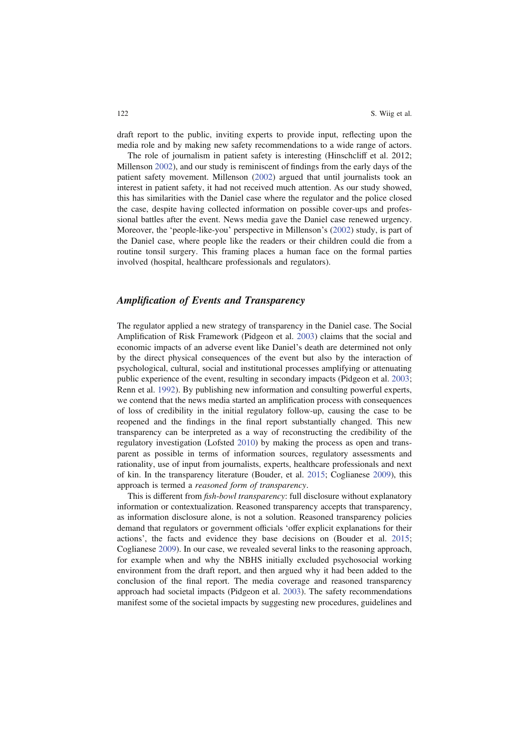draft report to the public, inviting experts to provide input, reflecting upon the media role and by making new safety recommendations to a wide range of actors.

The role of journalism in patient safety is interesting (Hinschcliff et al. 2012; Millenson 2002), and our study is reminiscent of findings from the early days of the patient safety movement. Millenson (2002) argued that until journalists took an interest in patient safety, it had not received much attention. As our study showed, this has similarities with the Daniel case where the regulator and the police closed the case, despite having collected information on possible cover-ups and professional battles after the event. News media gave the Daniel case renewed urgency. Moreover, the 'people-like-you' perspective in Millenson's (2002) study, is part of the Daniel case, where people like the readers or their children could die from a routine tonsil surgery. This framing places a human face on the formal parties involved (hospital, healthcare professionals and regulators).

### *Amplification of Events and Transparency*

The regulator applied a new strategy of transparency in the Daniel case. The Social Amplification of Risk Framework (Pidgeon et al. 2003) claims that the social and economic impacts of an adverse event like Daniel's death are determined not only by the direct physical consequences of the event but also by the interaction of psychological, cultural, social and institutional processes amplifying or attenuating public experience of the event, resulting in secondary impacts (Pidgeon et al. 2003; Renn et al. 1992). By publishing new information and consulting powerful experts, we contend that the news media started an amplification process with consequences of loss of credibility in the initial regulatory follow-up, causing the case to be reopened and the findings in the final report substantially changed. This new transparency can be interpreted as a way of reconstructing the credibility of the regulatory investigation (Lofsted 2010) by making the process as open and transparent as possible in terms of information sources, regulatory assessments and rationality, use of input from journalists, experts, healthcare professionals and next of kin. In the transparency literature (Bouder, et al. 2015; Coglianese 2009), this approach is termed a *reasoned form of transparency*.

This is different from *fish-bowl transparency*: full disclosure without explanatory information or contextualization. Reasoned transparency accepts that transparency, as information disclosure alone, is not a solution. Reasoned transparency policies demand that regulators or government officials 'offer explicit explanations for their actions', the facts and evidence they base decisions on (Bouder et al. 2015; Coglianese 2009). In our case, we revealed several links to the reasoning approach, for example when and why the NBHS initially excluded psychosocial working environment from the draft report, and then argued why it had been added to the conclusion of the final report. The media coverage and reasoned transparency approach had societal impacts (Pidgeon et al. 2003). The safety recommendations manifest some of the societal impacts by suggesting new procedures, guidelines and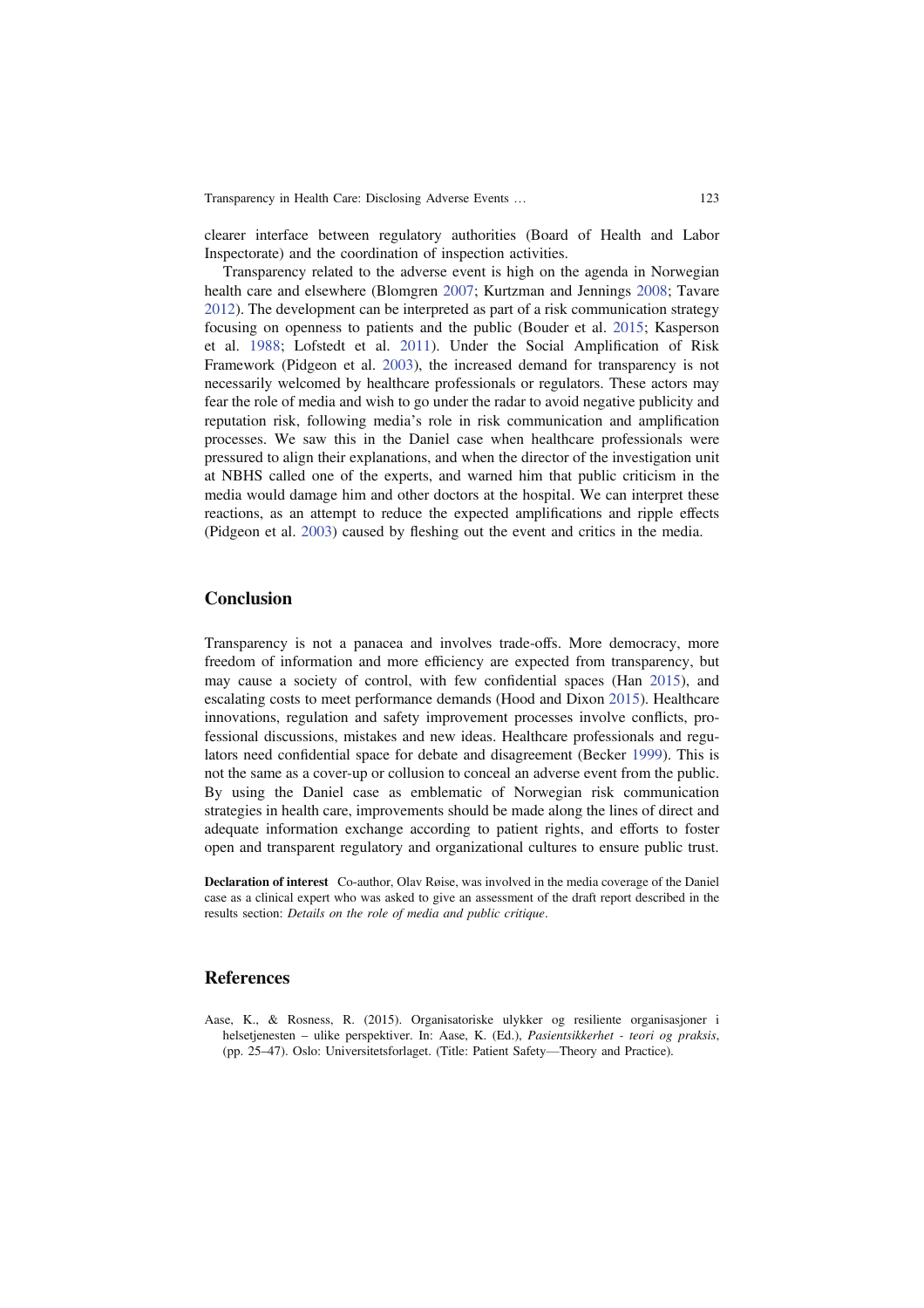clearer interface between regulatory authorities (Board of Health and Labor Inspectorate) and the coordination of inspection activities.

Transparency related to the adverse event is high on the agenda in Norwegian health care and elsewhere (Blomgren 2007; Kurtzman and Jennings 2008; Tavare 2012). The development can be interpreted as part of a risk communication strategy focusing on openness to patients and the public (Bouder et al. 2015; Kasperson et al. 1988; Lofstedt et al. 2011). Under the Social Amplification of Risk Framework (Pidgeon et al. 2003), the increased demand for transparency is not necessarily welcomed by healthcare professionals or regulators. These actors may fear the role of media and wish to go under the radar to avoid negative publicity and reputation risk, following media's role in risk communication and amplification processes. We saw this in the Daniel case when healthcare professionals were pressured to align their explanations, and when the director of the investigation unit at NBHS called one of the experts, and warned him that public criticism in the media would damage him and other doctors at the hospital. We can interpret these reactions, as an attempt to reduce the expected amplifications and ripple effects (Pidgeon et al. 2003) caused by fleshing out the event and critics in the media.

## Conclusion

Transparency is not a panacea and involves trade-offs. More democracy, more freedom of information and more efficiency are expected from transparency, but may cause a society of control, with few confidential spaces (Han 2015), and escalating costs to meet performance demands (Hood and Dixon 2015). Healthcare innovations, regulation and safety improvement processes involve conflicts, professional discussions, mistakes and new ideas. Healthcare professionals and regulators need confidential space for debate and disagreement (Becker 1999). This is not the same as a cover-up or collusion to conceal an adverse event from the public. By using the Daniel case as emblematic of Norwegian risk communication strategies in health care, improvements should be made along the lines of direct and adequate information exchange according to patient rights, and efforts to foster open and transparent regulatory and organizational cultures to ensure public trust.

**Declaration of interest** Co-author, Olav Røise, was involved in the media coverage of the Daniel case as a clinical expert who was asked to give an assessment of the draft report described in the results section: *Details on the role of media and public critique*.

## References

Aase, K., & Rosness, R. (2015). Organisatoriske ulykker og resiliente organisasjoner i helsetjenesten – ulike perspektiver. In: Aase, K. (Ed.), *Pasientsikkerhet - teori og praksis*, (pp. 25–47). Oslo: Universitetsforlaget. (Title: Patient Safety—Theory and Practice).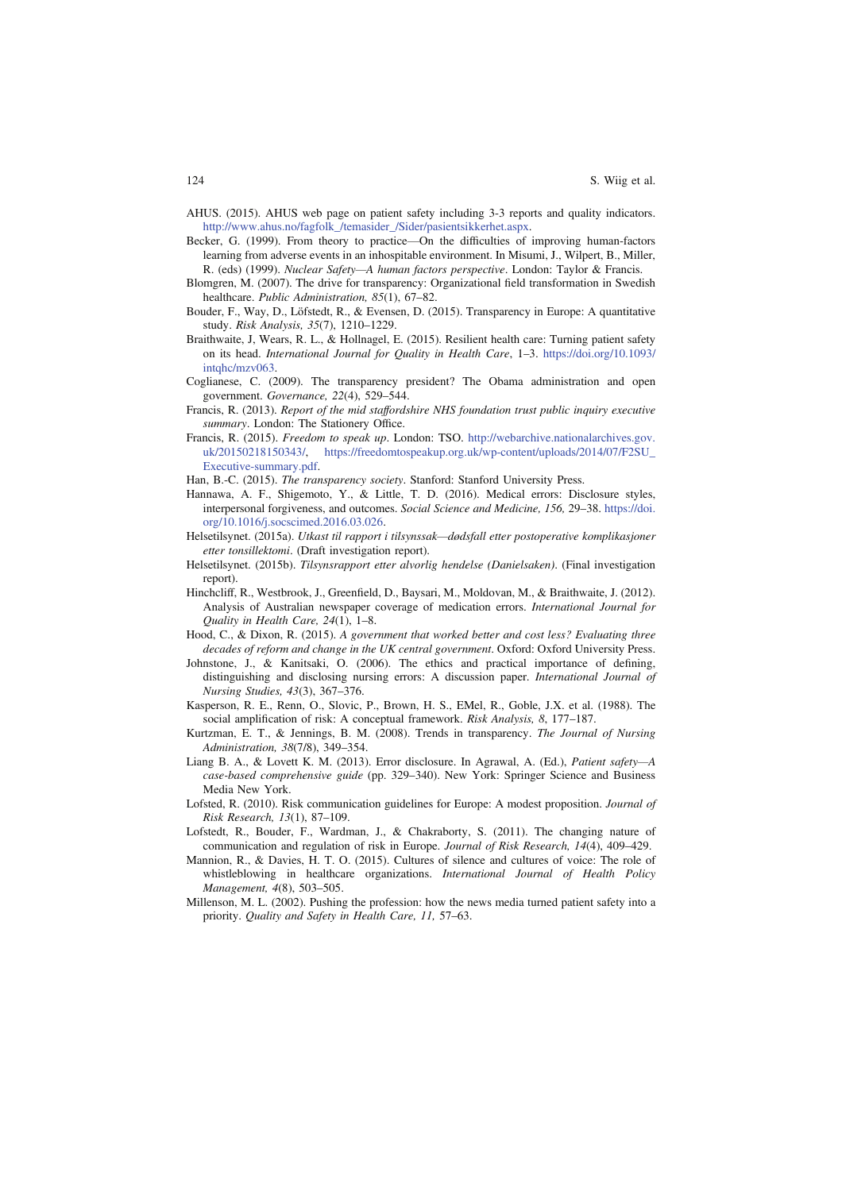AHUS. (2015). AHUS web page on patient safety including 3-3 reports and quality indicators. http://www.ahus.no/fagfolk_/temasider_/Sider/pasientsikkerhet.aspx.

Becker, G. (1999). From theory to practice—On the difficulties of improving human-factors learning from adverse events in an inhospitable environment. In Misumi, J., Wilpert, B., Miller, R. (eds) (1999). *Nuclear Safety—A human factors perspective*. London: Taylor & Francis.

Blomgren, M. (2007). The drive for transparency: Organizational field transformation in Swedish healthcare. *Public Administration, 85*(1), 67–82.

Bouder, F., Way, D., Löfstedt, R., & Evensen, D. (2015). Transparency in Europe: A quantitative study. *Risk Analysis, 35*(7), 1210–1229.

Braithwaite, J, Wears, R. L., & Hollnagel, E. (2015). Resilient health care: Turning patient safety on its head. *International Journal for Quality in Health Care*, 1–3. https://doi.org/10.1093/intqhc/mzv063.

Coglianese, C. (2009). The transparency president? The Obama administration and open government. *Governance, 22*(4), 529–544.

Francis, R. (2013). *Report of the mid staffordshire NHS foundation trust public inquiry executive summary*. London: The Stationery Office.

Francis, R. (2015). *Freedom to speak up*. London: TSO. http://webarchive.nationalarchives.gov.uk/20150218150343/, https://freedomtospeakup.org.uk/wp-content/uploads/2014/07/F2SU_Executive-summary.pdf.

Han, B.-C. (2015). *The transparency society*. Stanford: Stanford University Press.

Hannawa, A. F., Shigemoto, Y., & Little, T. D. (2016). Medical errors: Disclosure styles, interpersonal forgiveness, and outcomes. *Social Science and Medicine, 156,* 29–38. https://doi.org/10.1016/j.socscimed.2016.03.026.

Helsetilsynet. (2015a). *Utkast til rapport i tilsynssak—dødsfall etter postoperative komplikasjoner etter tonsillektomi*. (Draft investigation report).

Helsetilsynet. (2015b). *Tilsynsrapport etter alvorlig hendelse (Danielsaken)*. (Final investigation report).

Hinchcliff, R., Westbrook, J., Greenfield, D., Baysari, M., Moldovan, M., & Braithwaite, J. (2012). Analysis of Australian newspaper coverage of medication errors. *International Journal for Quality in Health Care, 24*(1), 1–8.

Hood, C., & Dixon, R. (2015). *A government that worked better and cost less? Evaluating three decades of reform and change in the UK central government*. Oxford: Oxford University Press.

Johnstone, J., & Kanitsaki, O. (2006). The ethics and practical importance of defining, distinguishing and disclosing nursing errors: A discussion paper. *International Journal of Nursing Studies, 43*(3), 367–376.

Kasperson, R. E., Renn, O., Slovic, P., Brown, H. S., EMel, R., Goble, J.X. et al. (1988). The social amplification of risk: A conceptual framework. *Risk Analysis, 8*, 177–187.

Kurtzman, E. T., & Jennings, B. M. (2008). Trends in transparency. *The Journal of Nursing Administration, 38*(7/8), 349–354.

Liang B. A., & Lovett K. M. (2013). Error disclosure. In Agrawal, A. (Ed.), *Patient safety—A case-based comprehensive guide* (pp. 329–340). New York: Springer Science and Business Media New York.

Lofsted, R. (2010). Risk communication guidelines for Europe: A modest proposition. *Journal of Risk Research, 13*(1), 87–109.

Lofstedt, R., Bouder, F., Wardman, J., & Chakraborty, S. (2011). The changing nature of communication and regulation of risk in Europe. *Journal of Risk Research, 14*(4), 409–429.

Mannion, R., & Davies, H. T. O. (2015). Cultures of silence and cultures of voice: The role of whistleblowing in healthcare organizations. *International Journal of Health Policy Management, 4*(8), 503–505.

Millenson, M. L. (2002). Pushing the profession: how the news media turned patient safety into a priority. *Quality and Safety in Health Care, 11,* 57–63.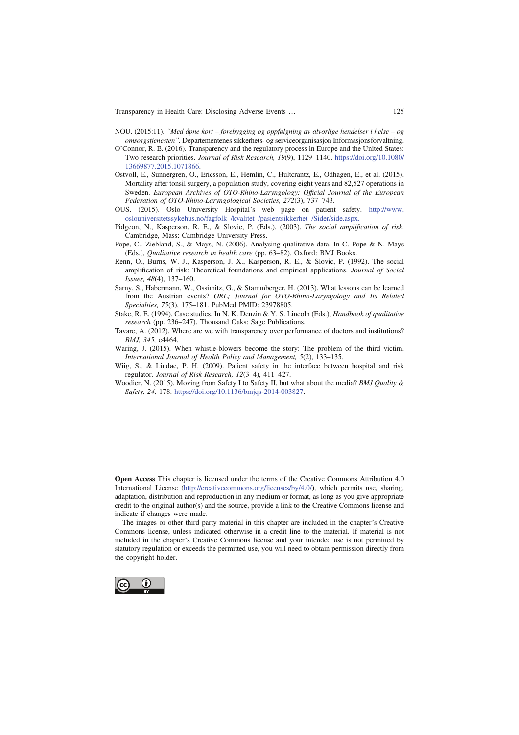NOU. (2015:11). *"Med åpne kort – forebygging og oppfølgning av alvorlige hendelser i helse – og omsorgstjenesten"*. Departementenes sikkerhets- og serviceorganisasjon Informasjonsforvaltning.

O'Connor, R. E. (2016). Transparency and the regulatory process in Europe and the United States: Two research priorities. *Journal of Risk Research, 19*(9), 1129–1140. https://doi.org/10.1080/13669877.2015.1071866.

Ostvoll, E., Sunnergren, O., Ericsson, E., Hemlin, C., Hultcrantz, E., Odhagen, E., et al. (2015). Mortality after tonsil surgery, a population study, covering eight years and 82,527 operations in Sweden. *European Archives of OTO-Rhino-Laryngology: Official Journal of the European Federation of OTO-Rhino-Laryngological Societies, 272*(3), 737–743.

OUS. (2015). Oslo University Hospital's web page on patient safety. http://www.oslouniversitetssykehus.no/fagfolk_/kvalitet_/pasientsikkerhet_/Sider/side.aspx.

Pidgeon, N., Kasperson, R. E., & Slovic, P. (Eds.). (2003). *The social amplification of risk*. Cambridge, Mass: Cambridge University Press.

Pope, C., Ziebland, S., & Mays, N. (2006). Analysing qualitative data. In C. Pope & N. Mays (Eds.), *Qualitative research in health care* (pp. 63–82). Oxford: BMJ Books.

Renn, O., Burns, W. J., Kasperson, J. X., Kasperson, R. E., & Slovic, P. (1992). The social amplification of risk: Theoretical foundations and empirical applications. *Journal of Social Issues, 48*(4), 137–160.

Sarny, S., Habermann, W., Ossimitz, G., & Stammberger, H. (2013). What lessons can be learned from the Austrian events? *ORL; Journal for OTO-Rhino-Laryngology and Its Related Specialties, 75*(3), 175–181. PubMed PMID: 23978805.

Stake, R. E. (1994). Case studies. In N. K. Denzin & Y. S. Lincoln (Eds.), *Handbook of qualitative research* (pp. 236–247). Thousand Oaks: Sage Publications.

Tavare, A. (2012). Where are we with transparency over performance of doctors and institutions? *BMJ, 345,* e4464.

Waring, J. (2015). When whistle-blowers become the story: The problem of the third victim. *International Journal of Health Policy and Management, 5*(2), 133–135.

Wiig, S., & Lindøe, P. H. (2009). Patient safety in the interface between hospital and risk regulator. *Journal of Risk Research, 12*(3–4), 411–427.

Woodier, N. (2015). Moving from Safety I to Safety II, but what about the media? *BMJ Quality & Safety, 24,* 178. https://doi.org/10.1136/bmjqs-2014-003827.

**Open Access** This chapter is licensed under the terms of the Creative Commons Attribution 4.0 International License (http://creativecommons.org/licenses/by/4.0/), which permits use, sharing, adaptation, distribution and reproduction in any medium or format, as long as you give appropriate credit to the original author(s) and the source, provide a link to the Creative Commons license and indicate if changes were made.

The images or other third party material in this chapter are included in the chapter's Creative Commons license, unless indicated otherwise in a credit line to the material. If material is not included in the chapter's Creative Commons license and your intended use is not permitted by statutory regulation or exceeds the permitted use, you will need to obtain permission directly from the copyright holder.